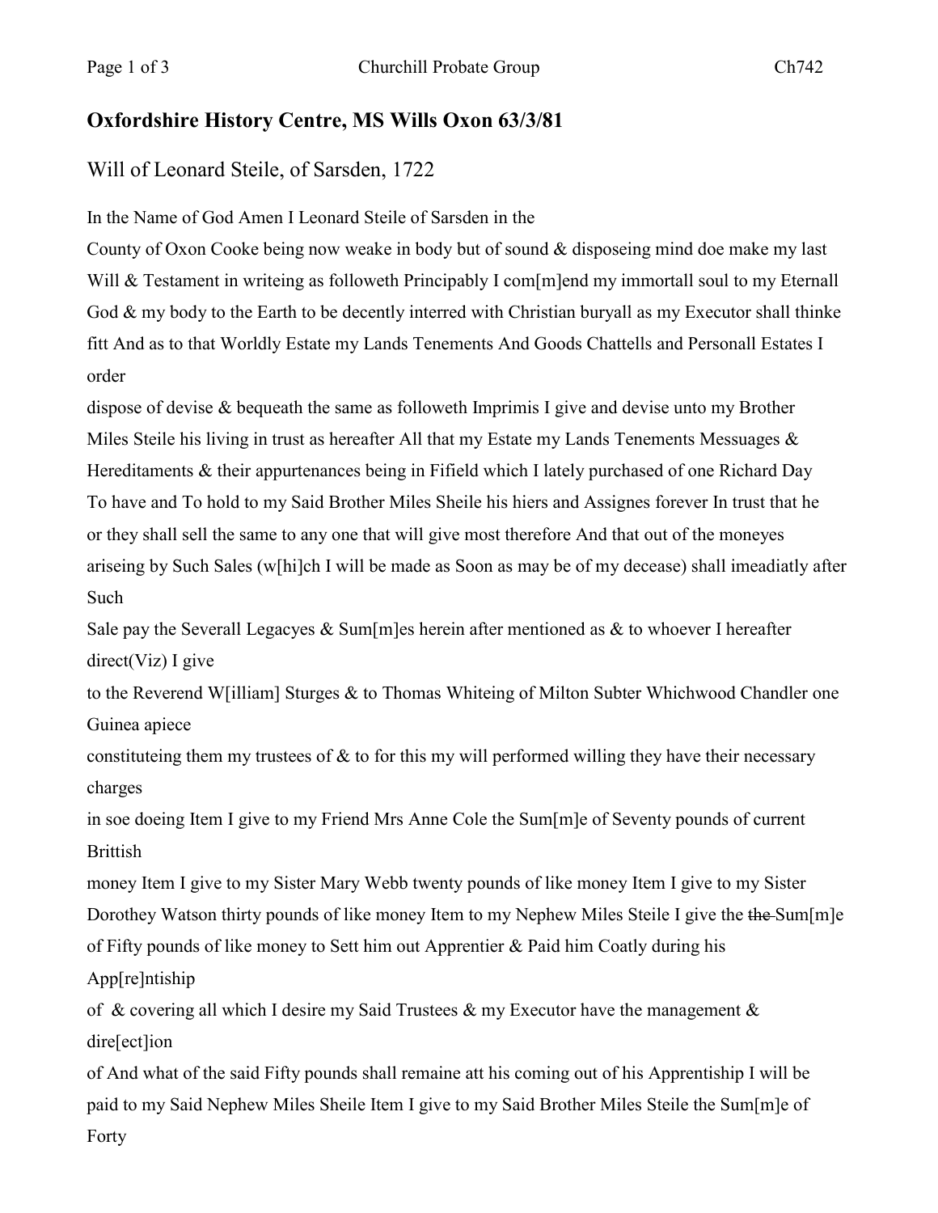## Oxfordshire History Centre, MS Wills Oxon 63/3/81

Will of Leonard Steile, of Sarsden, 1722

In the Name of God Amen I Leonard Steile of Sarsden in the
County of Oxon Cooke being now weake in body but of sound & disposeing mind doe make my last Will & Testament in writeing as followeth Principably I com[m]end my immortall soul to my Eternall God & my body to the Earth to be decently interred with Christian buryall as my Executor shall thinke fitt And as to that Worldly Estate my Lands Tenements And Goods Chattells and Personall Estates I order
dispose of devise & bequeath the same as followeth Imprimis I give and devise unto my Brother Miles Steile his living in trust as hereafter All that my Estate my Lands Tenements Messuages & Hereditaments & their appurtenances being in Fifield which I lately purchased of one Richard Day To have and To hold to my Said Brother Miles Sheile his hiers and Assignes forever In trust that he or they shall sell the same to any one that will give most therefore And that out of the moneyes ariseing by Such Sales (w[hi]ch I will be made as Soon as may be of my decease) shall imeadiatly after Such
Sale pay the Severall Legacyes & Sum[m]es herein after mentioned as & to whoever I hereafter direct(Viz) I give
to the Reverend W[illiam] Sturges & to Thomas Whiteing of Milton Subter Whichwood Chandler one Guinea apiece
constituteing them my trustees of & to for this my will performed willing they have their necessary charges
in soe doeing Item I give to my Friend Mrs Anne Cole the Sum[m]e of Seventy pounds of current Brittish
money Item I give to my Sister Mary Webb twenty pounds of like money Item I give to my Sister Dorothey Watson thirty pounds of like money Item to my Nephew Miles Steile I give the ~~the~~ Sum[m]e of Fifty pounds of like money to Sett him out Apprentier & Paid him Coatly during his App[re]ntiship
of & covering all which I desire my Said Trustees & my Executor have the management & dire[ect]ion
of And what of the said Fifty pounds shall remaine att his coming out of his Apprentiship I will be paid to my Said Nephew Miles Sheile Item I give to my Said Brother Miles Steile the Sum[m]e of Forty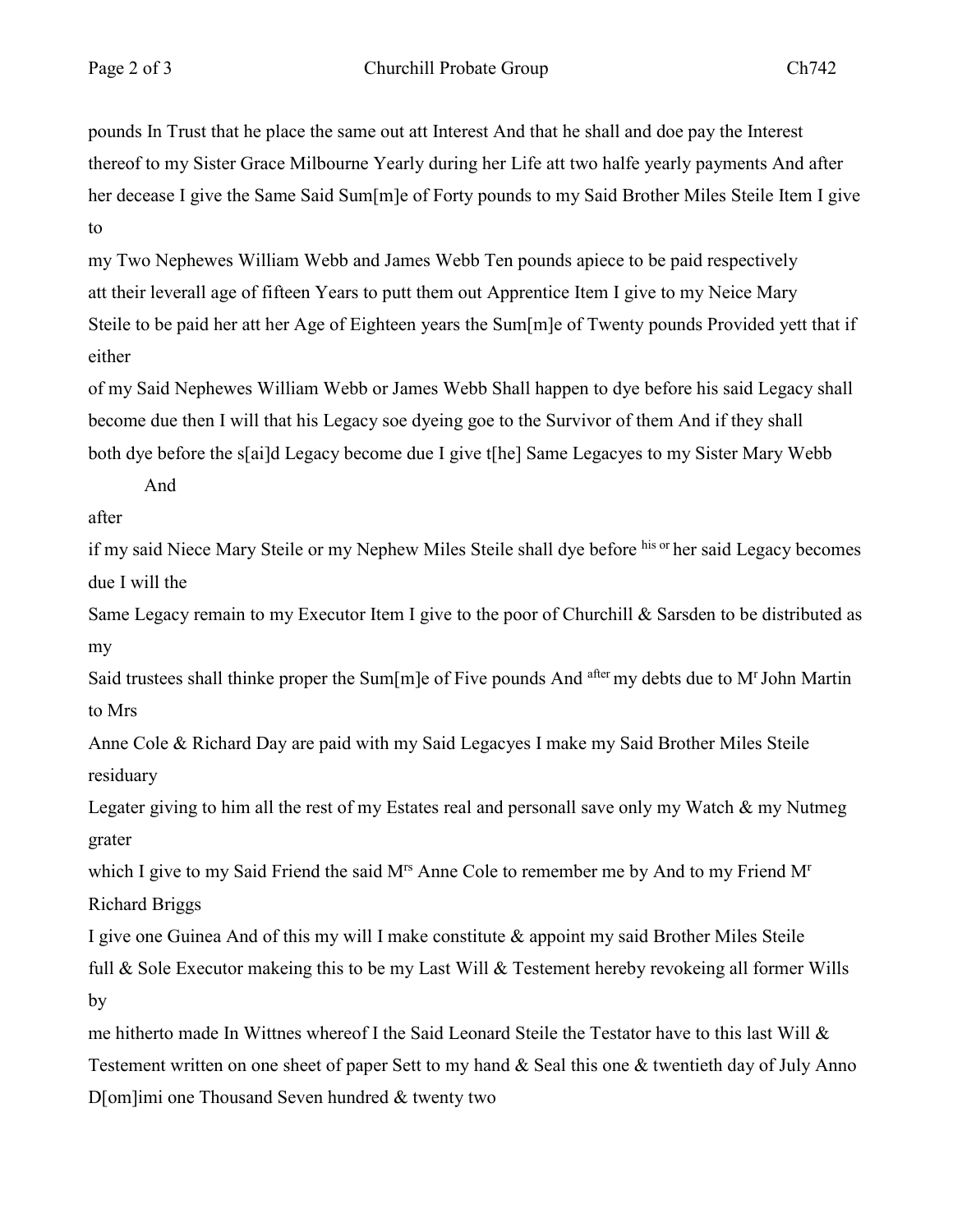pounds In Trust that he place the same out att Interest And that he shall and doe pay the Interest thereof to my Sister Grace Milbourne Yearly during her Life att two halfe yearly payments And after her decease I give the Same Said Sum[m]e of Forty pounds to my Said Brother Miles Steile Item I give to

my Two Nephewes William Webb and James Webb Ten pounds apiece to be paid respectively att their leverall age of fifteen Years to putt them out Apprentice Item I give to my Neice Mary Steile to be paid her att her Age of Eighteen years the Sum[m]e of Twenty pounds Provided yett that if either

of my Said Nephewes William Webb or James Webb Shall happen to dye before his said Legacy shall become due then I will that his Legacy soe dyeing goe to the Survivor of them And if they shall both dye before the s[ai]d Legacy become due I give t[he] Same Legacyes to my Sister Mary Webb

And

after

if my said Niece Mary Steile or my Nephew Miles Steile shall dye before his or her said Legacy becomes due I will the

Same Legacy remain to my Executor Item I give to the poor of Churchill & Sarsden to be distributed as my

Said trustees shall thinke proper the Sum[m]e of Five pounds And after my debts due to Mr John Martin to Mrs

Anne Cole & Richard Day are paid with my Said Legacyes I make my Said Brother Miles Steile residuary

Legater giving to him all the rest of my Estates real and personall save only my Watch & my Nutmeg grater

which I give to my Said Friend the said Mrs Anne Cole to remember me by And to my Friend Mr Richard Briggs

I give one Guinea And of this my will I make constitute & appoint my said Brother Miles Steile full & Sole Executor makeing this to be my Last Will & Testement hereby revokeing all former Wills by

me hitherto made In Wittnes whereof I the Said Leonard Steile the Testator have to this last Will & Testement written on one sheet of paper Sett to my hand & Seal this one & twentieth day of July Anno D[om]imi one Thousand Seven hundred & twenty two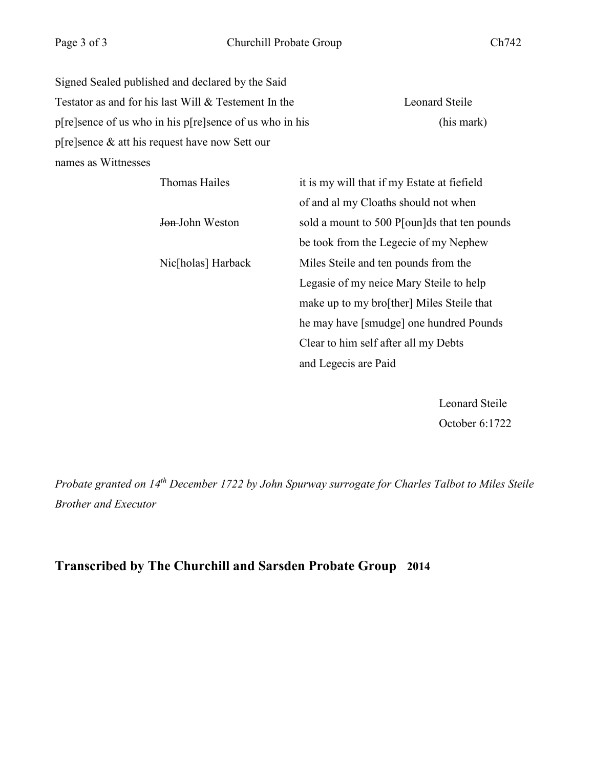Signed Sealed published and declared by the Said Testator as and for his last Will & Testement In the p[re]sence of us who in his p[re]sence of us who in his p[re]sence & att his request have now Sett our names as Wittnesses

Leonard Steile
(his mark)

Thomas Hailes

~~Jon~~ John Weston

Nic[holas] Harback

it is my will that if my Estate at fiefield of and al my Cloaths should not when sold a mount to 500 P[oun]ds that ten pounds be took from the Legecie of my Nephew Miles Steile and ten pounds from the Legasie of my neice Mary Steile to help make up to my bro[ther] Miles Steile that he may have [smudge] one hundred Pounds Clear to him self after all my Debts and Legecis are Paid

Leonard Steile
October 6:1722

*Probate granted on 14th December 1722 by John Spurway surrogate for Charles Talbot to Miles Steile Brother and Executor*

**Transcribed by The Churchill and Sarsden Probate Group 2014**